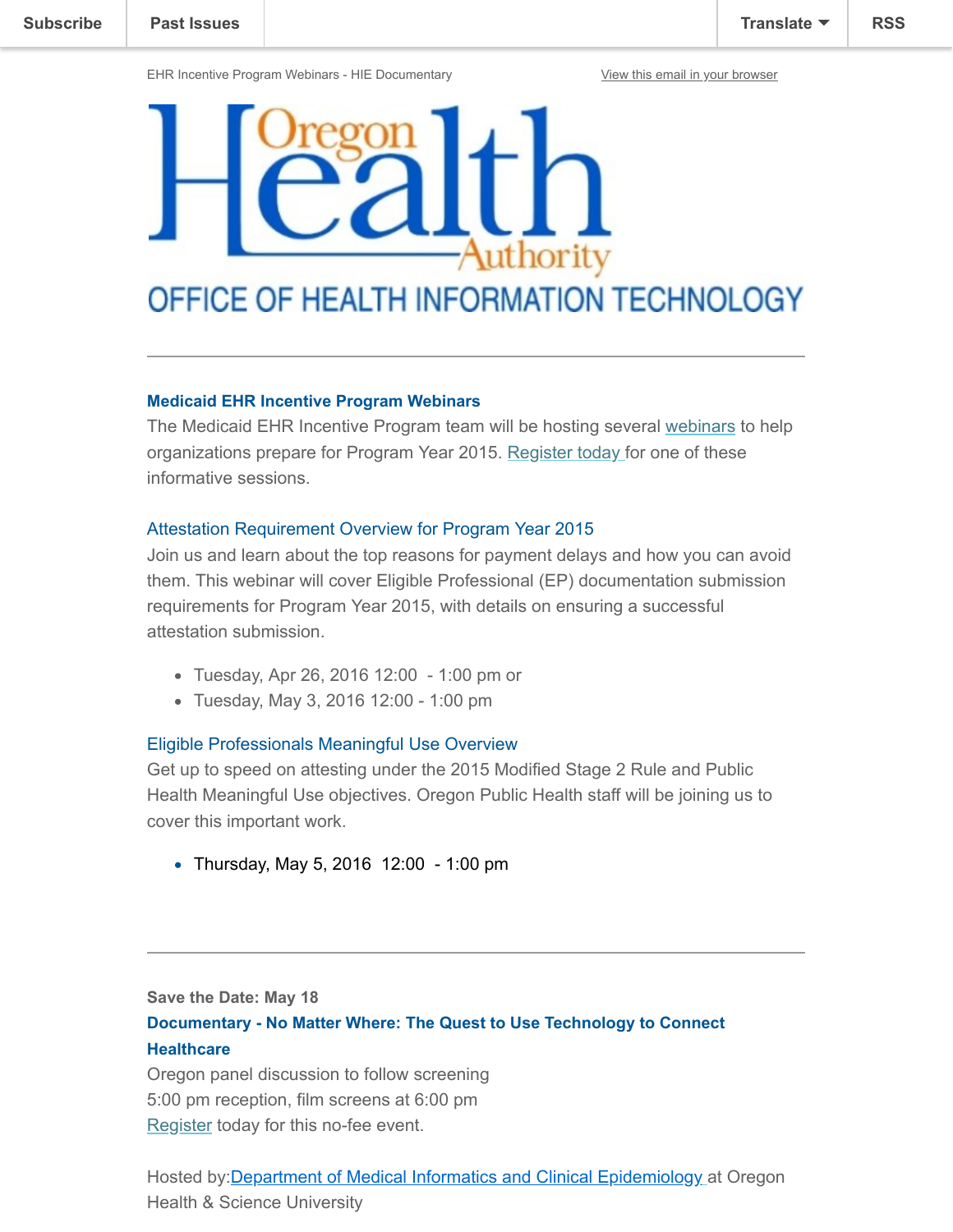Subscribe | Past Issues | Translate | RSS

EHR Incentive Program Webinars - HIE Documentary

View this email in your browser

Oregon Health Authority

OFFICE OF HEALTH INFORMATION TECHNOLOGY

---

**Medicaid EHR Incentive Program Webinars**

The Medicaid EHR Incentive Program team will be hosting several webinars to help organizations prepare for Program Year 2015. Register today for one of these informative sessions.

### Attestation Requirement Overview for Program Year 2015

Join us and learn about the top reasons for payment delays and how you can avoid them. This webinar will cover Eligible Professional (EP) documentation submission requirements for Program Year 2015, with details on ensuring a successful attestation submission.

- Tuesday, Apr 26, 2016 12:00 - 1:00 pm or
- Tuesday, May 3, 2016 12:00 - 1:00 pm

### Eligible Professionals Meaningful Use Overview

Get up to speed on attesting under the 2015 Modified Stage 2 Rule and Public Health Meaningful Use objectives. Oregon Public Health staff will be joining us to cover this important work.

- Thursday, May 5, 2016 12:00 - 1:00 pm

---

**Save the Date: May 18**

**Documentary - No Matter Where: The Quest to Use Technology to Connect Healthcare**

Oregon panel discussion to follow screening
5:00 pm reception, film screens at 6:00 pm
Register today for this no-fee event.

Hosted by: Department of Medical Informatics and Clinical Epidemiology at Oregon Health & Science University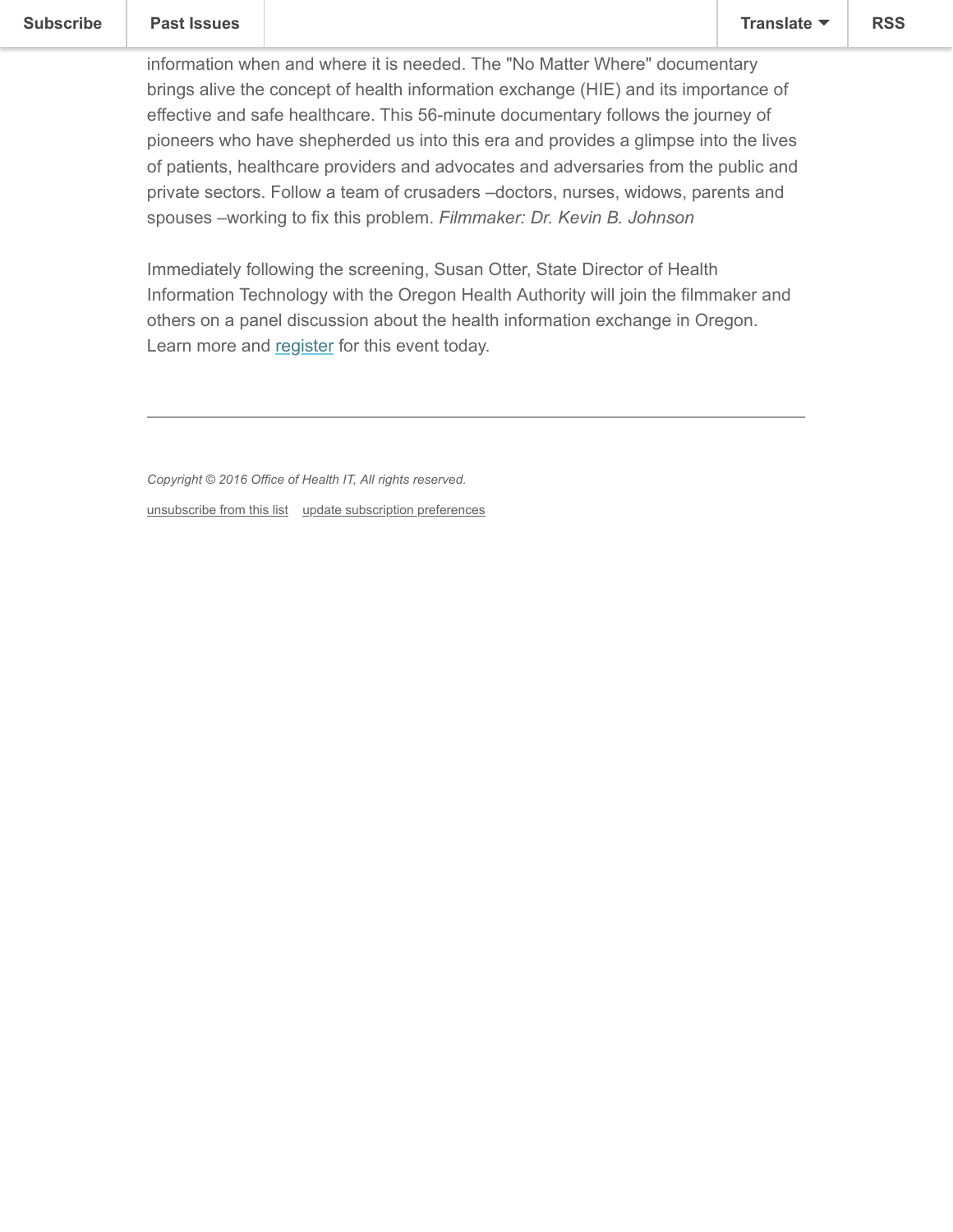information when and where it is needed. The "No Matter Where" documentary brings alive the concept of health information exchange (HIE) and its importance of effective and safe healthcare. This 56-minute documentary follows the journey of pioneers who have shepherded us into this era and provides a glimpse into the lives of patients, healthcare providers and advocates and adversaries from the public and private sectors. Follow a team of crusaders –doctors, nurses, widows, parents and spouses –working to fix this problem. *Filmmaker: Dr. Kevin B. Johnson*

Immediately following the screening, Susan Otter, State Director of Health Information Technology with the Oregon Health Authority will join the filmmaker and others on a panel discussion about the health information exchange in Oregon. Learn more and register for this event today.

---

*Copyright © 2016 Office of Health IT, All rights reserved.*

unsubscribe from this list    update subscription preferences